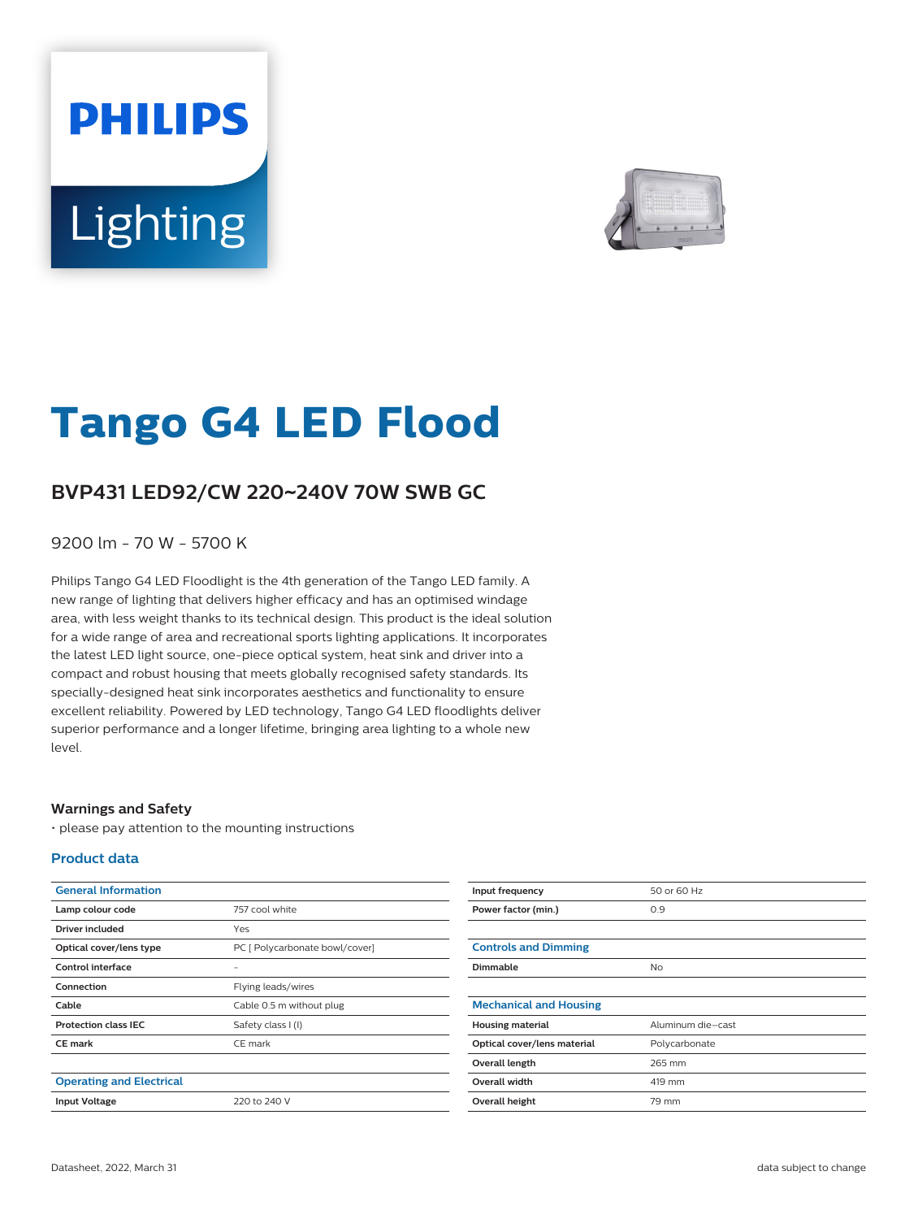PHILIPS

Lighting

# Tango G4 LED Flood

## BVP431 LED92/CW 220~240V 70W SWB GC

9200 lm - 70 W - 5700 K

Philips Tango G4 LED Floodlight is the 4th generation of the Tango LED family. A new range of lighting that delivers higher efficacy and has an optimised windage area, with less weight thanks to its technical design. This product is the ideal solution for a wide range of area and recreational sports lighting applications. It incorporates the latest LED light source, one-piece optical system, heat sink and driver into a compact and robust housing that meets globally recognised safety standards. Its specially-designed heat sink incorporates aesthetics and functionality to ensure excellent reliability. Powered by LED technology, Tango G4 LED floodlights deliver superior performance and a longer lifetime, bringing area lighting to a whole new level.

### Warnings and Safety

- please pay attention to the mounting instructions

### Product data

| General Information | |
|---|---|
| **Lamp colour code** | 757 cool white |
| **Driver included** | Yes |
| **Optical cover/lens type** | PC [ Polycarbonate bowl/cover] |
| **Control interface** | - |
| **Connection** | Flying leads/wires |
| **Cable** | Cable 0.5 m without plug |
| **Protection class IEC** | Safety class I (I) |
| **CE mark** | CE mark |

| Operating and Electrical | |
|---|---|
| **Input Voltage** | 220 to 240 V |
| **Input frequency** | 50 or 60 Hz |
| **Power factor (min.)** | 0.9 |

| Controls and Dimming | |
|---|---|
| **Dimmable** | No |

| Mechanical and Housing | |
|---|---|
| **Housing material** | Aluminum die-cast |
| **Optical cover/lens material** | Polycarbonate |
| **Overall length** | 265 mm |
| **Overall width** | 419 mm |
| **Overall height** | 79 mm |

Datasheet, 2022, March 31

data subject to change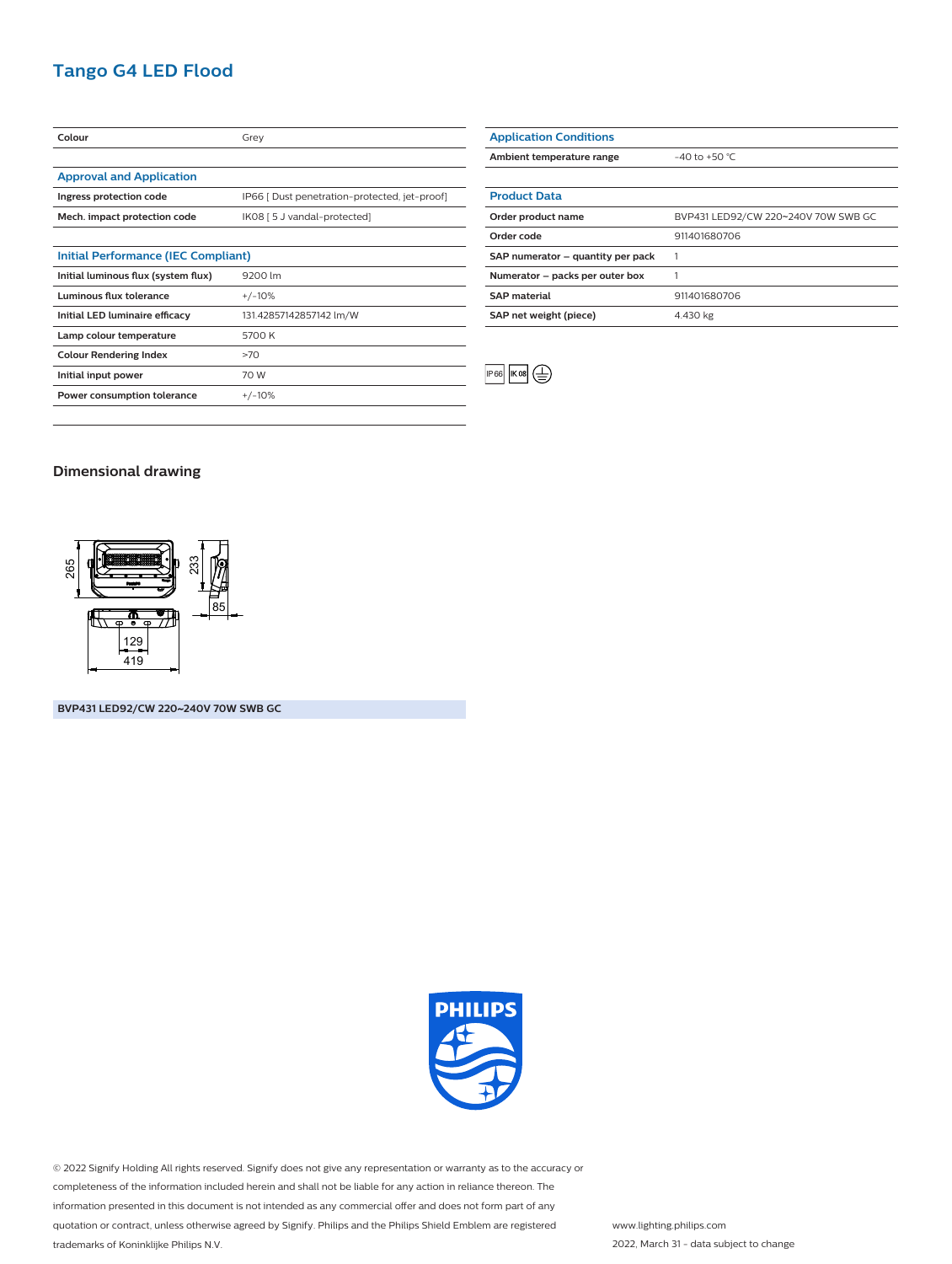# Tango G4 LED Flood

| | |
|---|---|
| Colour | Grey |

## Approval and Application

| | |
|---|---|
| Ingress protection code | IP66 [ Dust penetration-protected, jet-proof] |
| Mech. impact protection code | IK08 [ 5 J vandal-protected] |

## Initial Performance (IEC Compliant)

| | |
|---|---|
| Initial luminous flux (system flux) | 9200 lm |
| Luminous flux tolerance | +/-10% |
| Initial LED luminaire efficacy | 131.42857142857142 lm/W |
| Lamp colour temperature | 5700 K |
| Colour Rendering Index | >70 |
| Initial input power | 70 W |
| Power consumption tolerance | +/-10% |

## Application Conditions

| | |
|---|---|
| Ambient temperature range | -40 to +50 °C |

## Product Data

| | |
|---|---|
| Order product name | BVP431 LED92/CW 220-240V 70W SWB GC |
| Order code | 911401680706 |
| SAP numerator – quantity per pack | 1 |
| Numerator – packs per outer box | 1 |
| SAP material | 911401680706 |
| SAP net weight (piece) | 4.430 kg |

IP66 IK08

## Dimensional drawing

265
233
85
129
419

BVP431 LED92/CW 220-240V 70W SWB GC

© 2022 Signify Holding All rights reserved. Signify does not give any representation or warranty as to the accuracy or completeness of the information included herein and shall not be liable for any action in reliance thereon. The information presented in this document is not intended as any commercial offer and does not form part of any quotation or contract, unless otherwise agreed by Signify. Philips and the Philips Shield Emblem are registered trademarks of Koninklijke Philips N.V.

www.lighting.philips.com

2022, March 31 - data subject to change